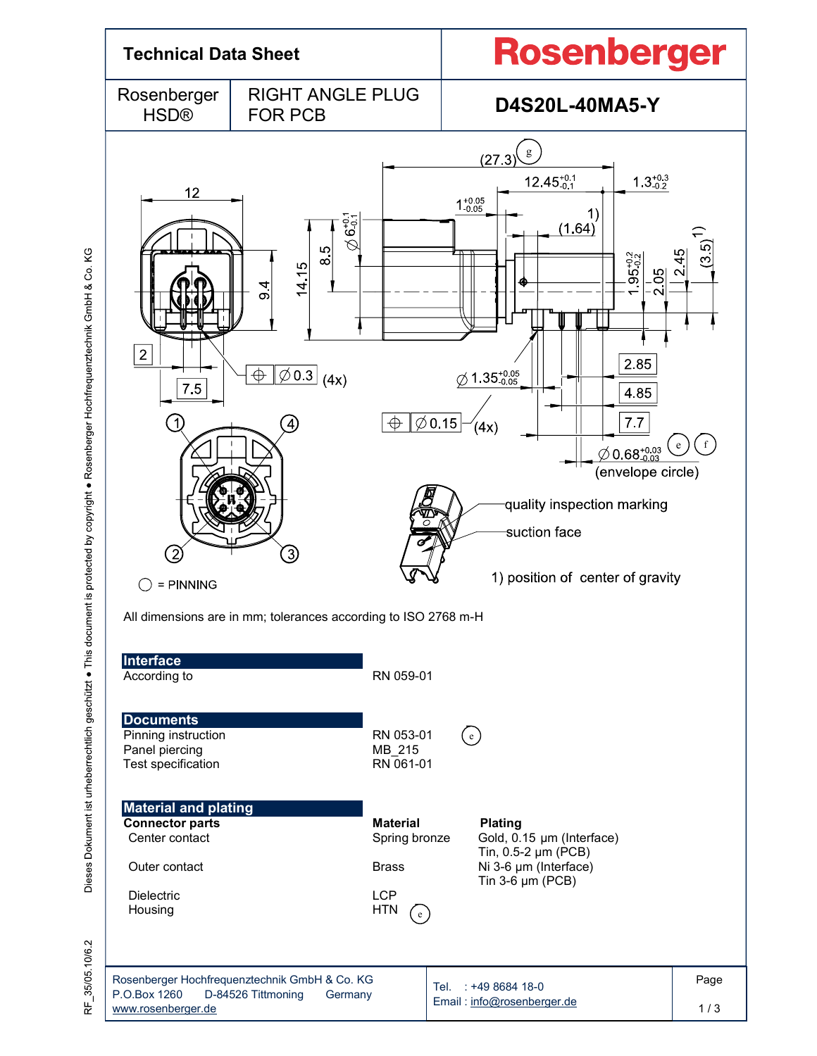# Technical Data Sheet

**Rosenberger**

| Rosenberger HSD® | RIGHT ANGLE PLUG FOR PCB | **D4S20L-40MA5-Y** |
|---|---|---|

○ = PINNING

quality inspection marking

suction face

1) position of center of gravity

All dimensions are in mm; tolerances according to ISO 2768 m-H

## Interface

| | |
|---|---|
| According to | RN 059-01 |

## Documents

| | |
|---|---|
| Pinning instruction | RN 053-01 (e) |
| Panel piercing | MB_215 |
| Test specification | RN 061-01 |

## Material and plating

| **Connector parts** | **Material** | **Plating** |
|---|---|---|
| Center contact | Spring bronze | Gold, 0.15 µm (Interface)<br>Tin, 0.5-2 µm (PCB) |
| Outer contact | Brass | Ni 3-6 µm (Interface)<br>Tin 3-6 µm (PCB) |
| Dielectric | LCP | |
| Housing | HTN (e) | |

Rosenberger Hochfrequenztechnik GmbH & Co. KG
P.O.Box 1260 D-84526 Tittmoning Germany
www.rosenberger.de

Tel. : +49 8684 18-0
Email : info@rosenberger.de

RF_35/05.10/6.2

Dieses Dokument ist urheberrechtlich geschützt • This document is protected by copyright • Rosenberger Hochfrequenztechnik GmbH & Co. KG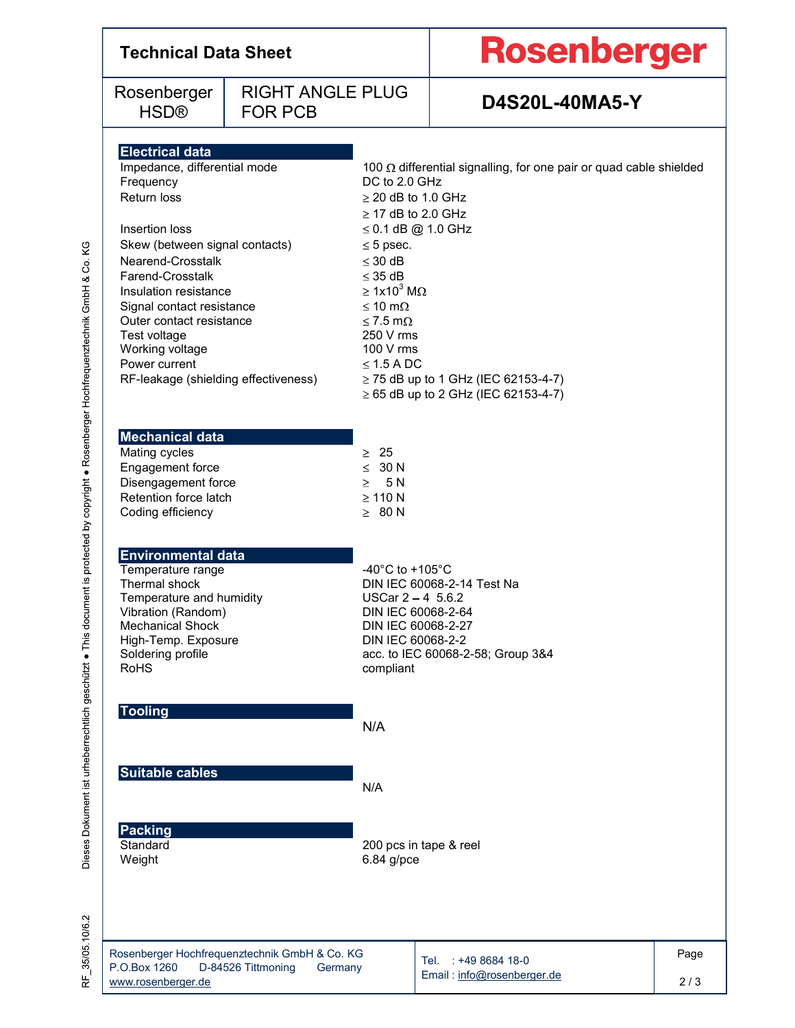# Technical Data Sheet

**Rosenberger**

| Rosenberger HSD® | RIGHT ANGLE PLUG FOR PCB | **D4S20L-40MA5-Y** |
|---|---|---|

## Electrical data

| | |
|---|---|
| Impedance, differential mode | 100 Ω differential signalling, for one pair or quad cable shielded |
| Frequency | DC to 2.0 GHz |
| Return loss | ≥ 20 dB to 1.0 GHz<br>≥ 17 dB to 2.0 GHz |
| Insertion loss | ≤ 0.1 dB @ 1.0 GHz |
| Skew (between signal contacts) | ≤ 5 psec. |
| Nearend-Crosstalk | ≤ 30 dB |
| Farend-Crosstalk | ≤ 35 dB |
| Insulation resistance | ≥ $1x10^3$ MΩ |
| Signal contact resistance | ≤ 10 mΩ |
| Outer contact resistance | ≤ 7.5 mΩ |
| Test voltage | 250 V rms |
| Working voltage | 100 V rms |
| Power current | ≤ 1.5 A DC |
| RF-leakage (shielding effectiveness) | ≥ 75 dB up to 1 GHz (IEC 62153-4-7)<br>≥ 65 dB up to 2 GHz (IEC 62153-4-7) |

## Mechanical data

| | |
|---|---|
| Mating cycles | ≥ 25 |
| Engagement force | ≤ 30 N |
| Disengagement force | ≥ 5 N |
| Retention force latch | ≥ 110 N |
| Coding efficiency | ≥ 80 N |

## Environmental data

| | |
|---|---|
| Temperature range | -40°C to +105°C |
| Thermal shock | DIN IEC 60068-2-14 Test Na |
| Temperature and humidity | USCar 2 – 4 5.6.2 |
| Vibration (Random) | DIN IEC 60068-2-64 |
| Mechanical Shock | DIN IEC 60068-2-27 |
| High-Temp. Exposure | DIN IEC 60068-2-2 |
| Soldering profile | acc. to IEC 60068-2-58; Group 3&4 |
| RoHS | compliant |

## Tooling

N/A

## Suitable cables

N/A

## Packing

| | |
|---|---|
| Standard | 200 pcs in tape & reel |
| Weight | 6.84 g/pce |

Rosenberger Hochfrequenztechnik GmbH & Co. KG
P.O.Box 1260 D-84526 Tittmoning Germany
www.rosenberger.de

Tel. : +49 8684 18-0
Email : info@rosenberger.de

Dieses Dokument ist urheberrechtlich geschützt ● This document is protected by copyright ● Rosenberger Hochfrequenztechnik GmbH & Co. KG

RF_35/05.10/6.2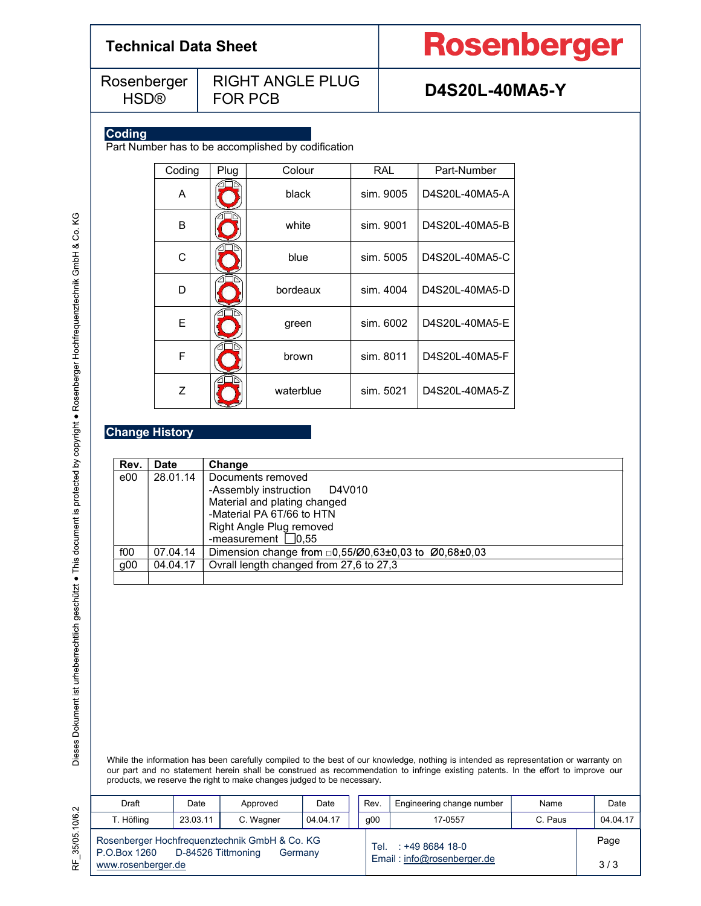# Technical Data Sheet

**Rosenberger**

| Rosenberger HSD® | RIGHT ANGLE PLUG FOR PCB | D4S20L-40MA5-Y |
|---|---|---|

## Coding

Part Number has to be accomplished by codification

| Coding | Plug | Colour | RAL | Part-Number |
|---|---|---|---|---|
| A | | black | sim. 9005 | D4S20L-40MA5-A |
| B | | white | sim. 9001 | D4S20L-40MA5-B |
| C | | blue | sim. 5005 | D4S20L-40MA5-C |
| D | | bordeaux | sim. 4004 | D4S20L-40MA5-D |
| E | | green | sim. 6002 | D4S20L-40MA5-E |
| F | | brown | sim. 8011 | D4S20L-40MA5-F |
| Z | | waterblue | sim. 5021 | D4S20L-40MA5-Z |

## Change History

| Rev. | Date | Change |
|---|---|---|
| e00 | 28.01.14 | Documents removed<br>-Assembly instruction D4V010<br>Material and plating changed<br>-Material PA 6T/66 to HTN<br>Right Angle Plug removed<br>-measurement □0,55 |
| f00 | 07.04.14 | Dimension change from □0,55/Ø0,63±0,03 to Ø0,68±0,03 |
| g00 | 04.04.17 | Ovrall length changed from 27,6 to 27,3 |
| | | |

While the information has been carefully compiled to the best of our knowledge, nothing is intended as representation or warranty on our part and no statement herein shall be construed as recommendation to infringe existing patents. In the effort to improve our products, we reserve the right to make changes judged to be necessary.

| Draft | Date | Approved | Date | Rev. | Engineering change number | Name | Date |
|---|---|---|---|---|---|---|---|
| T. Höfling | 23.03.11 | C. Wagner | 04.04.17 | g00 | 17-0557 | C. Paus | 04.04.17 |

Rosenberger Hochfrequenztechnik GmbH & Co. KG
P.O.Box 1260 D-84526 Tittmoning Germany
www.rosenberger.de

Tel. : +49 8684 18-0
Email : info@rosenberger.de

Dieses Dokument ist urheberrechtlich geschützt ● This document is protected by copyright ● Rosenberger Hochfrequenztechnik GmbH & Co. KG

RF_35/05.10/6.2